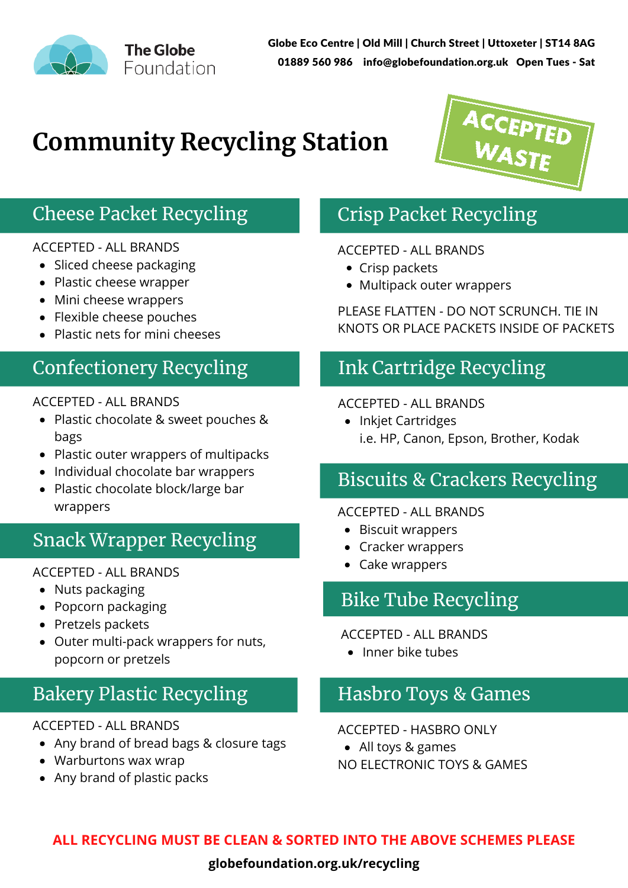**The Globe Foundation**

**Globe Eco Centre | Old Mill | Church Street | Uttoxeter | ST14 8AG**
**01889 560 986 info@globefoundation.org.uk Open Tues - Sat**

# Community Recycling Station

**ACCEPTED WASTE**

## Cheese Packet Recycling

ACCEPTED - ALL BRANDS

- Sliced cheese packaging
- Plastic cheese wrapper
- Mini cheese wrappers
- Flexible cheese pouches
- Plastic nets for mini cheeses

## Confectionery Recycling

ACCEPTED - ALL BRANDS

- Plastic chocolate & sweet pouches & bags
- Plastic outer wrappers of multipacks
- Individual chocolate bar wrappers
- Plastic chocolate block/large bar wrappers

## Snack Wrapper Recycling

ACCEPTED - ALL BRANDS

- Nuts packaging
- Popcorn packaging
- Pretzels packets
- Outer multi-pack wrappers for nuts, popcorn or pretzels

## Bakery Plastic Recycling

ACCEPTED - ALL BRANDS

- Any brand of bread bags & closure tags
- Warburtons wax wrap
- Any brand of plastic packs

## Crisp Packet Recycling

ACCEPTED - ALL BRANDS

- Crisp packets
- Multipack outer wrappers

PLEASE FLATTEN - DO NOT SCRUNCH. TIE IN KNOTS OR PLACE PACKETS INSIDE OF PACKETS

## Ink Cartridge Recycling

ACCEPTED - ALL BRANDS

- Inkjet Cartridges
  i.e. HP, Canon, Epson, Brother, Kodak

## Biscuits & Crackers Recycling

ACCEPTED - ALL BRANDS

- Biscuit wrappers
- Cracker wrappers
- Cake wrappers

## Bike Tube Recycling

ACCEPTED - ALL BRANDS

- Inner bike tubes

## Hasbro Toys & Games

ACCEPTED - HASBRO ONLY

- All toys & games

NO ELECTRONIC TOYS & GAMES

**ALL RECYCLING MUST BE CLEAN & SORTED INTO THE ABOVE SCHEMES PLEASE**

**globefoundation.org.uk/recycling**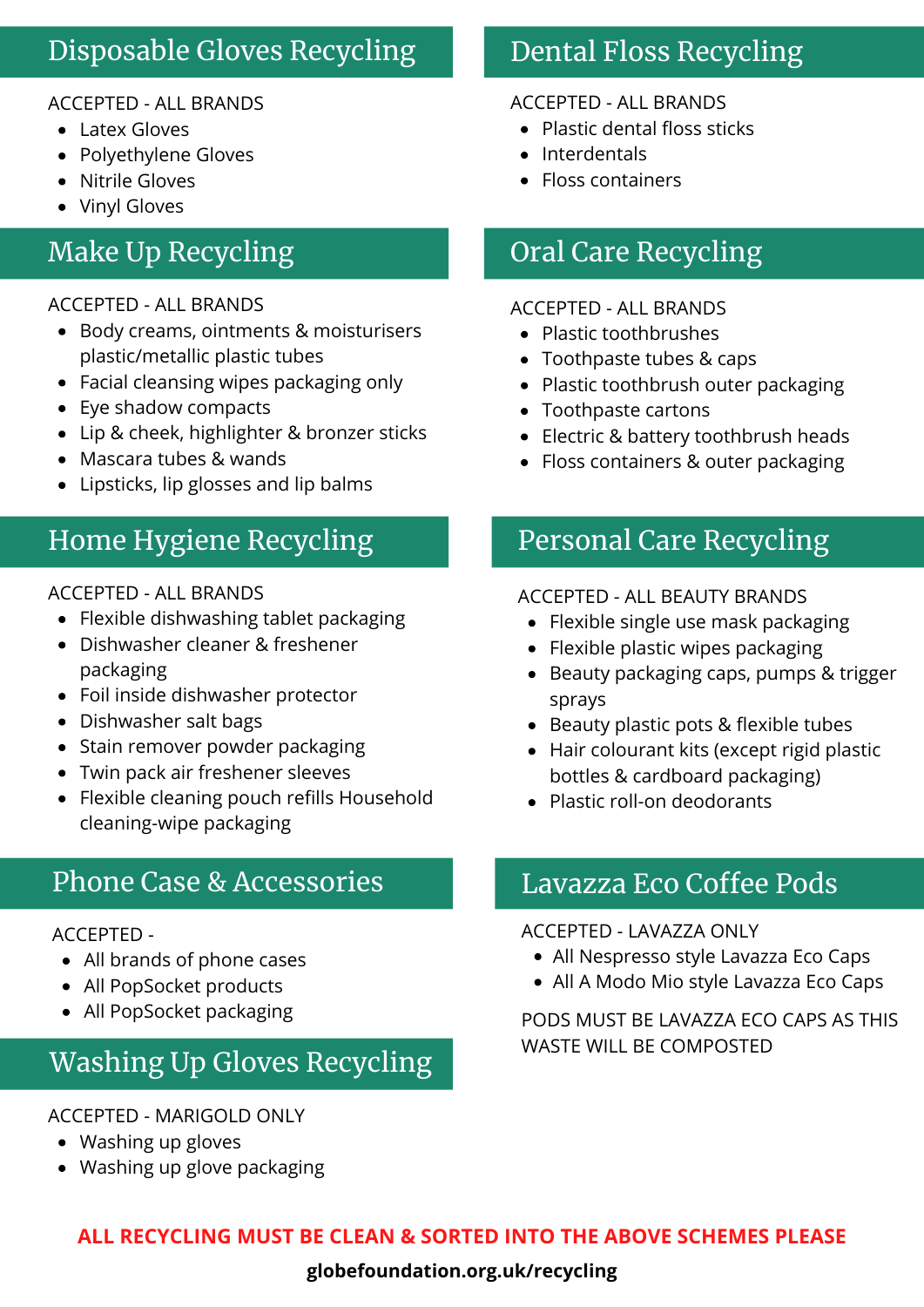## Disposable Gloves Recycling

ACCEPTED - ALL BRANDS

- Latex Gloves
- Polyethylene Gloves
- Nitrile Gloves
- Vinyl Gloves

## Make Up Recycling

ACCEPTED - ALL BRANDS

- Body creams, ointments & moisturisers plastic/metallic plastic tubes
- Facial cleansing wipes packaging only
- Eye shadow compacts
- Lip & cheek, highlighter & bronzer sticks
- Mascara tubes & wands
- Lipsticks, lip glosses and lip balms

## Home Hygiene Recycling

ACCEPTED - ALL BRANDS

- Flexible dishwashing tablet packaging
- Dishwasher cleaner & freshener packaging
- Foil inside dishwasher protector
- Dishwasher salt bags
- Stain remover powder packaging
- Twin pack air freshener sleeves
- Flexible cleaning pouch refills Household cleaning-wipe packaging

## Phone Case & Accessories

ACCEPTED -

- All brands of phone cases
- All PopSocket products
- All PopSocket packaging

## Washing Up Gloves Recycling

ACCEPTED - MARIGOLD ONLY

- Washing up gloves
- Washing up glove packaging

## Dental Floss Recycling

ACCEPTED - ALL BRANDS

- Plastic dental floss sticks
- Interdentals
- Floss containers

## Oral Care Recycling

ACCEPTED - ALL BRANDS

- Plastic toothbrushes
- Toothpaste tubes & caps
- Plastic toothbrush outer packaging
- Toothpaste cartons
- Electric & battery toothbrush heads
- Floss containers & outer packaging

## Personal Care Recycling

ACCEPTED - ALL BEAUTY BRANDS

- Flexible single use mask packaging
- Flexible plastic wipes packaging
- Beauty packaging caps, pumps & trigger sprays
- Beauty plastic pots & flexible tubes
- Hair colourant kits (except rigid plastic bottles & cardboard packaging)
- Plastic roll-on deodorants

## Lavazza Eco Coffee Pods

ACCEPTED - LAVAZZA ONLY

- All Nespresso style Lavazza Eco Caps
- All A Modo Mio style Lavazza Eco Caps

PODS MUST BE LAVAZZA ECO CAPS AS THIS WASTE WILL BE COMPOSTED

**ALL RECYCLING MUST BE CLEAN & SORTED INTO THE ABOVE SCHEMES PLEASE**

**globefoundation.org.uk/recycling**